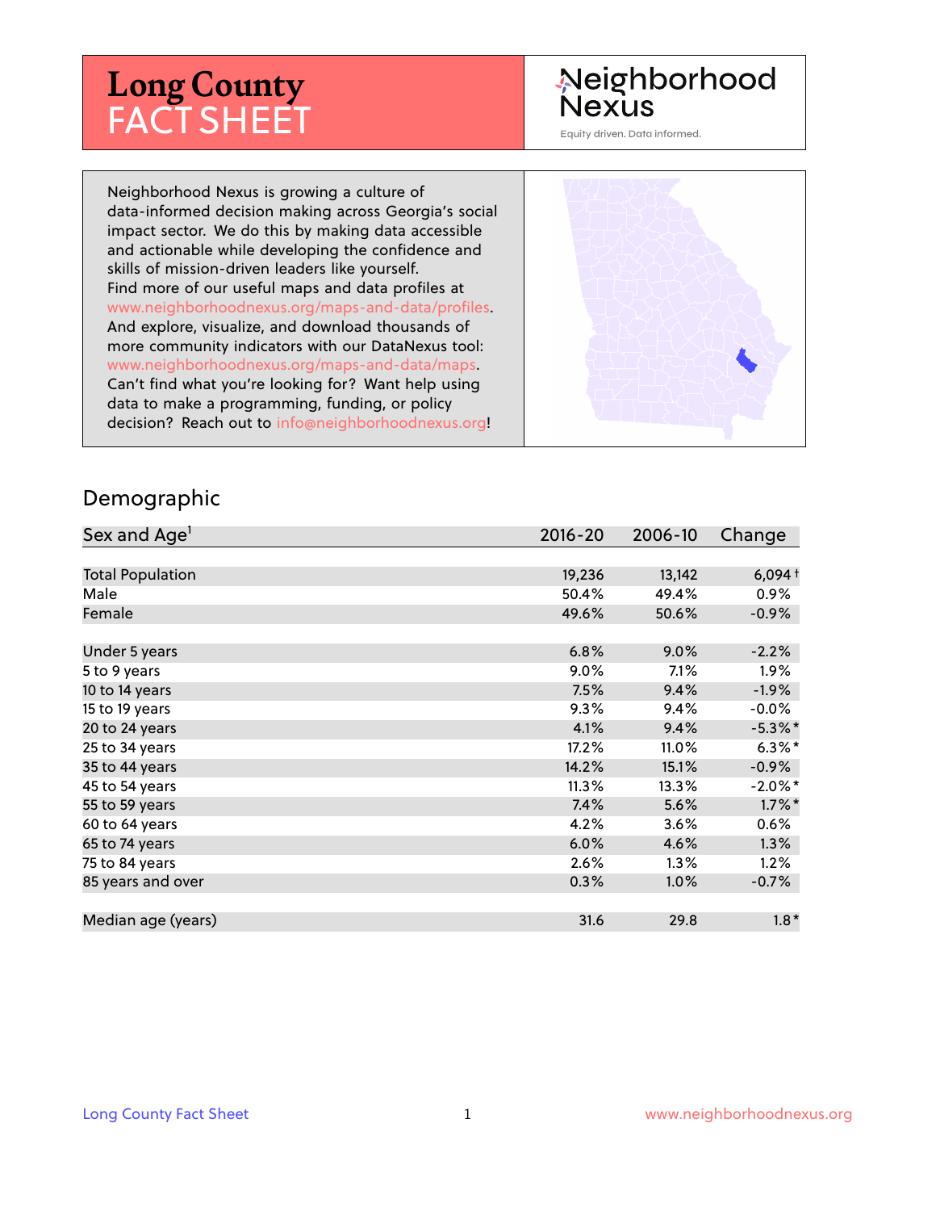# Long County FACT SHEET

Neighborhood Nexus

Equity driven. Data informed.

Neighborhood Nexus is growing a culture of data-informed decision making across Georgia's social impact sector. We do this by making data accessible and actionable while developing the confidence and skills of mission-driven leaders like yourself. Find more of our useful maps and data profiles at www.neighborhoodnexus.org/maps-and-data/profiles. And explore, visualize, and download thousands of more community indicators with our DataNexus tool: www.neighborhoodnexus.org/maps-and-data/maps. Can't find what you're looking for? Want help using data to make a programming, funding, or policy decision? Reach out to info@neighborhoodnexus.org!

## Demographic

| Sex and Age[1] | 2016-20 | 2006-10 | Change |
|---|---|---|---|
| Total Population | 19,236 | 13,142 | 6,094 † |
| Male | 50.4% | 49.4% | 0.9% |
| Female | 49.6% | 50.6% | -0.9% |
| | | | |
| Under 5 years | 6.8% | 9.0% | -2.2% |
| 5 to 9 years | 9.0% | 7.1% | 1.9% |
| 10 to 14 years | 7.5% | 9.4% | -1.9% |
| 15 to 19 years | 9.3% | 9.4% | -0.0% |
| 20 to 24 years | 4.1% | 9.4% | -5.3% * |
| 25 to 34 years | 17.2% | 11.0% | 6.3% * |
| 35 to 44 years | 14.2% | 15.1% | -0.9% |
| 45 to 54 years | 11.3% | 13.3% | -2.0% * |
| 55 to 59 years | 7.4% | 5.6% | 1.7% * |
| 60 to 64 years | 4.2% | 3.6% | 0.6% |
| 65 to 74 years | 6.0% | 4.6% | 1.3% |
| 75 to 84 years | 2.6% | 1.3% | 1.2% |
| 85 years and over | 0.3% | 1.0% | -0.7% |
| | | | |
| Median age (years) | 31.6 | 29.8 | 1.8 * |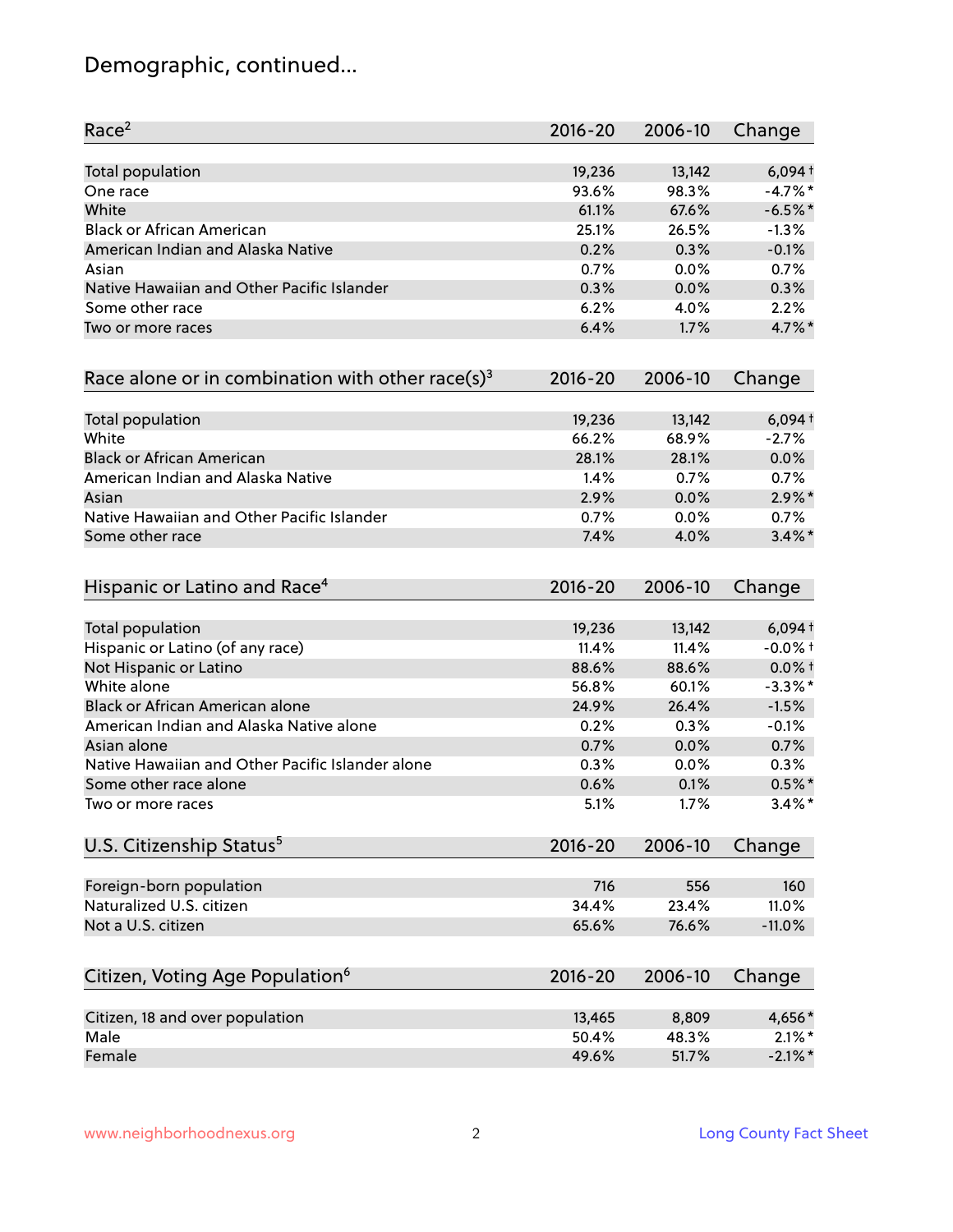# Demographic, continued...

| Race[2] | 2016-20 | 2006-10 | Change |
|---|---|---|---|
| Total population | 19,236 | 13,142 | 6,094† |
| One race | 93.6% | 98.3% | -4.7%* |
| White | 61.1% | 67.6% | -6.5%* |
| Black or African American | 25.1% | 26.5% | -1.3% |
| American Indian and Alaska Native | 0.2% | 0.3% | -0.1% |
| Asian | 0.7% | 0.0% | 0.7% |
| Native Hawaiian and Other Pacific Islander | 0.3% | 0.0% | 0.3% |
| Some other race | 6.2% | 4.0% | 2.2% |
| Two or more races | 6.4% | 1.7% | 4.7%* |

| Race alone or in combination with other race(s)[3] | 2016-20 | 2006-10 | Change |
|---|---|---|---|
| Total population | 19,236 | 13,142 | 6,094† |
| White | 66.2% | 68.9% | -2.7% |
| Black or African American | 28.1% | 28.1% | 0.0% |
| American Indian and Alaska Native | 1.4% | 0.7% | 0.7% |
| Asian | 2.9% | 0.0% | 2.9%* |
| Native Hawaiian and Other Pacific Islander | 0.7% | 0.0% | 0.7% |
| Some other race | 7.4% | 4.0% | 3.4%* |

| Hispanic or Latino and Race[4] | 2016-20 | 2006-10 | Change |
|---|---|---|---|
| Total population | 19,236 | 13,142 | 6,094† |
| Hispanic or Latino (of any race) | 11.4% | 11.4% | -0.0%† |
| Not Hispanic or Latino | 88.6% | 88.6% | 0.0%† |
| White alone | 56.8% | 60.1% | -3.3%* |
| Black or African American alone | 24.9% | 26.4% | -1.5% |
| American Indian and Alaska Native alone | 0.2% | 0.3% | -0.1% |
| Asian alone | 0.7% | 0.0% | 0.7% |
| Native Hawaiian and Other Pacific Islander alone | 0.3% | 0.0% | 0.3% |
| Some other race alone | 0.6% | 0.1% | 0.5%* |
| Two or more races | 5.1% | 1.7% | 3.4%* |

| U.S. Citizenship Status[5] | 2016-20 | 2006-10 | Change |
|---|---|---|---|
| Foreign-born population | 716 | 556 | 160 |
| Naturalized U.S. citizen | 34.4% | 23.4% | 11.0% |
| Not a U.S. citizen | 65.6% | 76.6% | -11.0% |

| Citizen, Voting Age Population[6] | 2016-20 | 2006-10 | Change |
|---|---|---|---|
| Citizen, 18 and over population | 13,465 | 8,809 | 4,656* |
| Male | 50.4% | 48.3% | 2.1%* |
| Female | 49.6% | 51.7% | -2.1%* |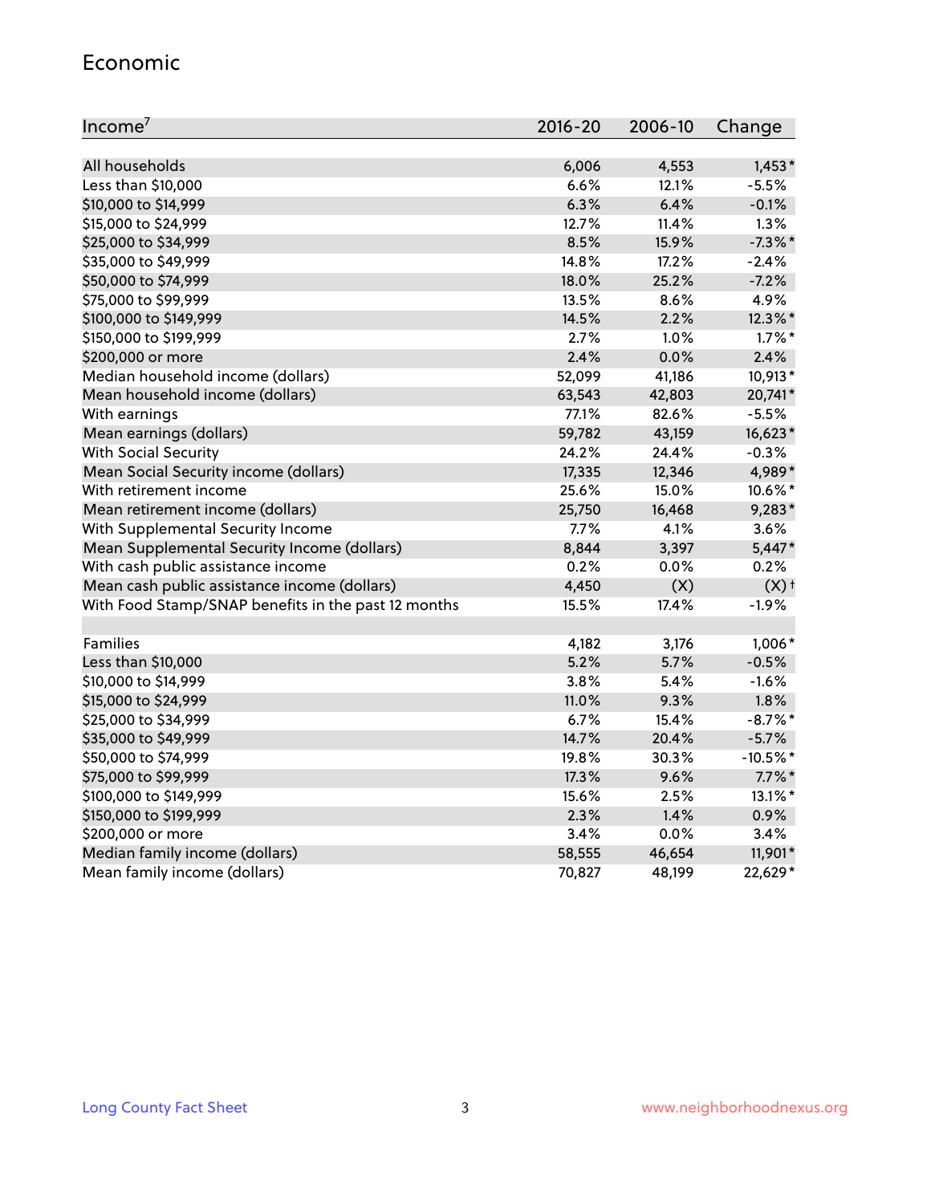## Economic

| Income[7] | 2016-20 | 2006-10 | Change |
|---|---|---|---|
| All households | 6,006 | 4,553 | 1,453* |
| Less than $10,000 | 6.6% | 12.1% | -5.5% |
| $10,000 to $14,999 | 6.3% | 6.4% | -0.1% |
| $15,000 to $24,999 | 12.7% | 11.4% | 1.3% |
| $25,000 to $34,999 | 8.5% | 15.9% | -7.3%* |
| $35,000 to $49,999 | 14.8% | 17.2% | -2.4% |
| $50,000 to $74,999 | 18.0% | 25.2% | -7.2% |
| $75,000 to $99,999 | 13.5% | 8.6% | 4.9% |
| $100,000 to $149,999 | 14.5% | 2.2% | 12.3%* |
| $150,000 to $199,999 | 2.7% | 1.0% | 1.7%* |
| $200,000 or more | 2.4% | 0.0% | 2.4% |
| Median household income (dollars) | 52,099 | 41,186 | 10,913* |
| Mean household income (dollars) | 63,543 | 42,803 | 20,741* |
| With earnings | 77.1% | 82.6% | -5.5% |
| Mean earnings (dollars) | 59,782 | 43,159 | 16,623* |
| With Social Security | 24.2% | 24.4% | -0.3% |
| Mean Social Security income (dollars) | 17,335 | 12,346 | 4,989* |
| With retirement income | 25.6% | 15.0% | 10.6%* |
| Mean retirement income (dollars) | 25,750 | 16,468 | 9,283* |
| With Supplemental Security Income | 7.7% | 4.1% | 3.6% |
| Mean Supplemental Security Income (dollars) | 8,844 | 3,397 | 5,447* |
| With cash public assistance income | 0.2% | 0.0% | 0.2% |
| Mean cash public assistance income (dollars) | 4,450 | (X) | (X)† |
| With Food Stamp/SNAP benefits in the past 12 months | 15.5% | 17.4% | -1.9% |
| | | | |
| Families | 4,182 | 3,176 | 1,006* |
| Less than $10,000 | 5.2% | 5.7% | -0.5% |
| $10,000 to $14,999 | 3.8% | 5.4% | -1.6% |
| $15,000 to $24,999 | 11.0% | 9.3% | 1.8% |
| $25,000 to $34,999 | 6.7% | 15.4% | -8.7%* |
| $35,000 to $49,999 | 14.7% | 20.4% | -5.7% |
| $50,000 to $74,999 | 19.8% | 30.3% | -10.5%* |
| $75,000 to $99,999 | 17.3% | 9.6% | 7.7%* |
| $100,000 to $149,999 | 15.6% | 2.5% | 13.1%* |
| $150,000 to $199,999 | 2.3% | 1.4% | 0.9% |
| $200,000 or more | 3.4% | 0.0% | 3.4% |
| Median family income (dollars) | 58,555 | 46,654 | 11,901* |
| Mean family income (dollars) | 70,827 | 48,199 | 22,629* |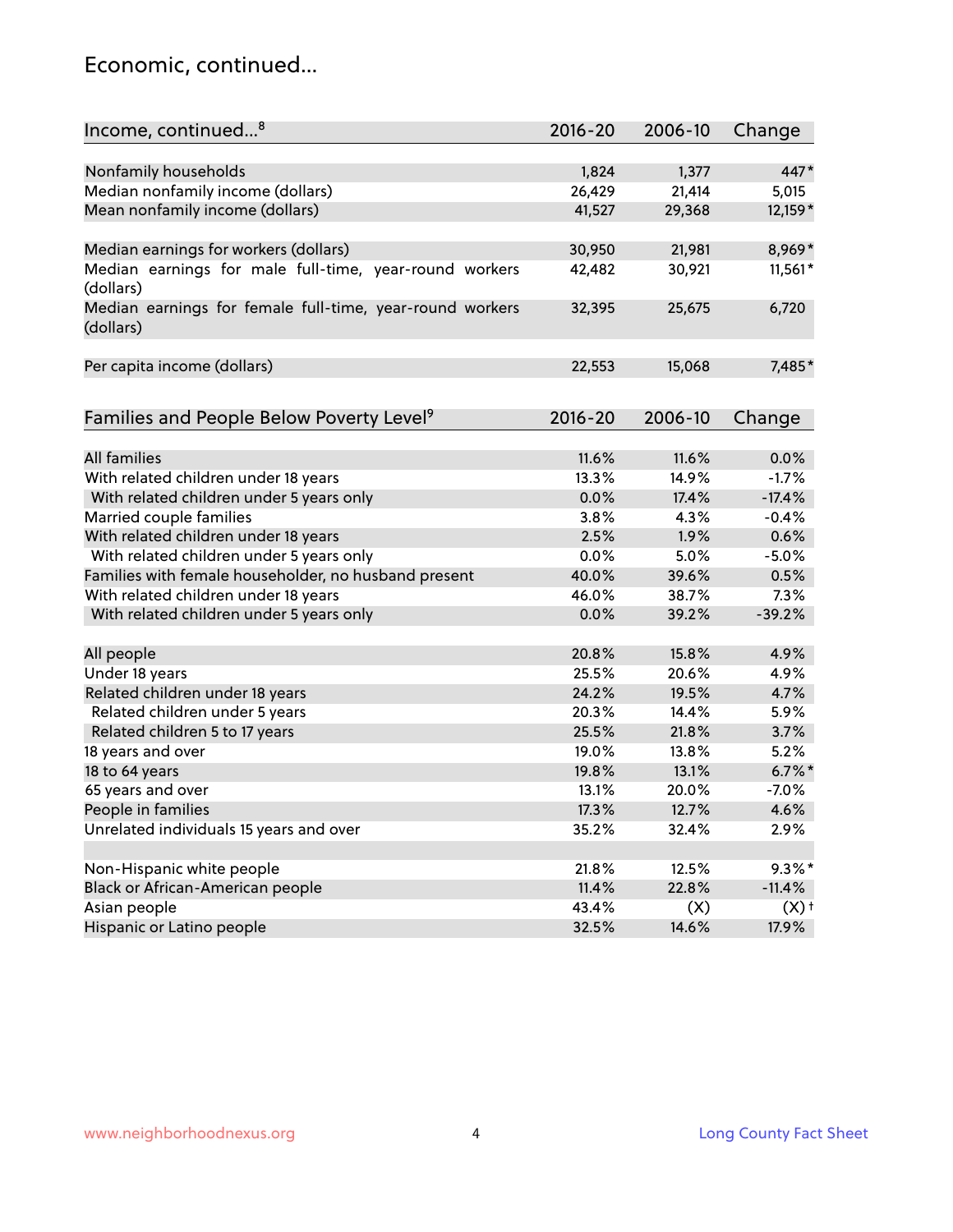## Economic, continued...

| Income, continued...[8] | 2016-20 | 2006-10 | Change |
|---|---|---|---|
| Nonfamily households | 1,824 | 1,377 | 447* |
| Median nonfamily income (dollars) | 26,429 | 21,414 | 5,015 |
| Mean nonfamily income (dollars) | 41,527 | 29,368 | 12,159* |
| | | | |
| Median earnings for workers (dollars) | 30,950 | 21,981 | 8,969* |
| Median earnings for male full-time, year-round workers (dollars) | 42,482 | 30,921 | 11,561* |
| Median earnings for female full-time, year-round workers (dollars) | 32,395 | 25,675 | 6,720 |
| | | | |
| Per capita income (dollars) | 22,553 | 15,068 | 7,485* |

| Families and People Below Poverty Level[9] | 2016-20 | 2006-10 | Change |
|---|---|---|---|
| All families | 11.6% | 11.6% | 0.0% |
| With related children under 18 years | 13.3% | 14.9% | -1.7% |
| With related children under 5 years only | 0.0% | 17.4% | -17.4% |
| Married couple families | 3.8% | 4.3% | -0.4% |
| With related children under 18 years | 2.5% | 1.9% | 0.6% |
| With related children under 5 years only | 0.0% | 5.0% | -5.0% |
| Families with female householder, no husband present | 40.0% | 39.6% | 0.5% |
| With related children under 18 years | 46.0% | 38.7% | 7.3% |
| With related children under 5 years only | 0.0% | 39.2% | -39.2% |
| | | | |
| All people | 20.8% | 15.8% | 4.9% |
| Under 18 years | 25.5% | 20.6% | 4.9% |
| Related children under 18 years | 24.2% | 19.5% | 4.7% |
| Related children under 5 years | 20.3% | 14.4% | 5.9% |
| Related children 5 to 17 years | 25.5% | 21.8% | 3.7% |
| 18 years and over | 19.0% | 13.8% | 5.2% |
| 18 to 64 years | 19.8% | 13.1% | 6.7%* |
| 65 years and over | 13.1% | 20.0% | -7.0% |
| People in families | 17.3% | 12.7% | 4.6% |
| Unrelated individuals 15 years and over | 35.2% | 32.4% | 2.9% |
| | | | |
| Non-Hispanic white people | 21.8% | 12.5% | 9.3%* |
| Black or African-American people | 11.4% | 22.8% | -11.4% |
| Asian people | 43.4% | (X) | (X)† |
| Hispanic or Latino people | 32.5% | 14.6% | 17.9% |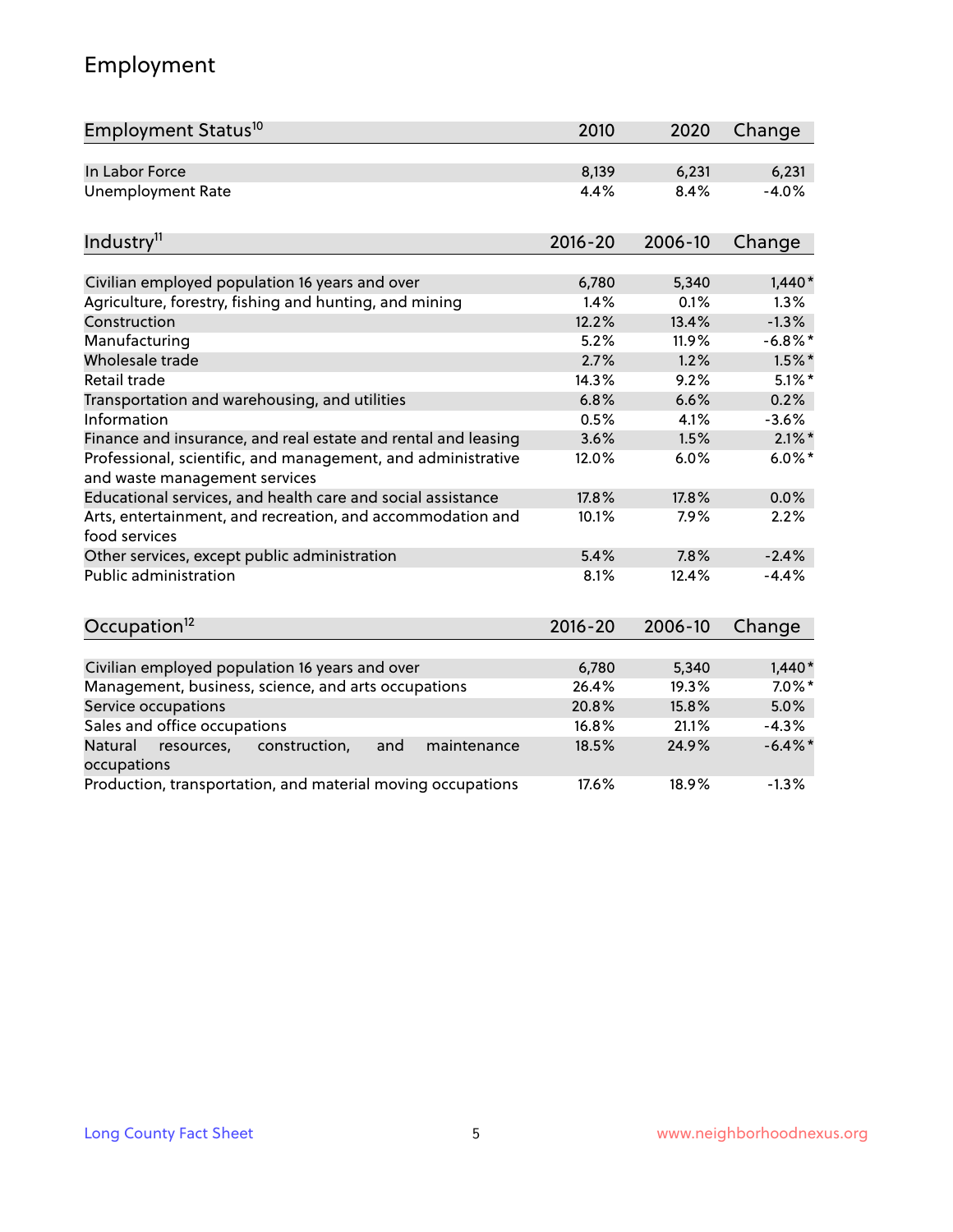# Employment

| Employment Status[10] | 2010 | 2020 | Change |
|---|---|---|---|
| In Labor Force | 8,139 | 6,231 | 6,231 |
| Unemployment Rate | 4.4% | 8.4% | -4.0% |

| Industry[11] | 2016-20 | 2006-10 | Change |
|---|---|---|---|
| Civilian employed population 16 years and over | 6,780 | 5,340 | 1,440* |
| Agriculture, forestry, fishing and hunting, and mining | 1.4% | 0.1% | 1.3% |
| Construction | 12.2% | 13.4% | -1.3% |
| Manufacturing | 5.2% | 11.9% | -6.8%* |
| Wholesale trade | 2.7% | 1.2% | 1.5%* |
| Retail trade | 14.3% | 9.2% | 5.1%* |
| Transportation and warehousing, and utilities | 6.8% | 6.6% | 0.2% |
| Information | 0.5% | 4.1% | -3.6% |
| Finance and insurance, and real estate and rental and leasing | 3.6% | 1.5% | 2.1%* |
| Professional, scientific, and management, and administrative and waste management services | 12.0% | 6.0% | 6.0%* |
| Educational services, and health care and social assistance | 17.8% | 17.8% | 0.0% |
| Arts, entertainment, and recreation, and accommodation and food services | 10.1% | 7.9% | 2.2% |
| Other services, except public administration | 5.4% | 7.8% | -2.4% |
| Public administration | 8.1% | 12.4% | -4.4% |

| Occupation[12] | 2016-20 | 2006-10 | Change |
|---|---|---|---|
| Civilian employed population 16 years and over | 6,780 | 5,340 | 1,440* |
| Management, business, science, and arts occupations | 26.4% | 19.3% | 7.0%* |
| Service occupations | 20.8% | 15.8% | 5.0% |
| Sales and office occupations | 16.8% | 21.1% | -4.3% |
| Natural resources, construction, and maintenance occupations | 18.5% | 24.9% | -6.4%* |
| Production, transportation, and material moving occupations | 17.6% | 18.9% | -1.3% |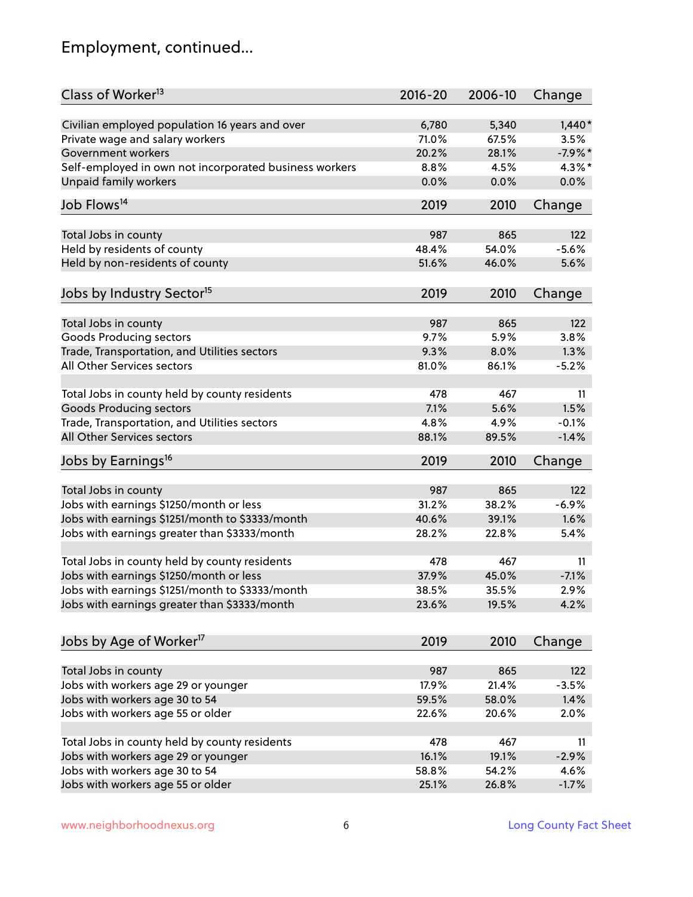# Employment, continued...

| Class of Worker[13] | 2016-20 | 2006-10 | Change |
|---|---|---|---|
| Civilian employed population 16 years and over | 6,780 | 5,340 | 1,440* |
| Private wage and salary workers | 71.0% | 67.5% | 3.5% |
| Government workers | 20.2% | 28.1% | -7.9%* |
| Self-employed in own not incorporated business workers | 8.8% | 4.5% | 4.3%* |
| Unpaid family workers | 0.0% | 0.0% | 0.0% |

| Job Flows[14] | 2019 | 2010 | Change |
|---|---|---|---|
| Total Jobs in county | 987 | 865 | 122 |
| Held by residents of county | 48.4% | 54.0% | -5.6% |
| Held by non-residents of county | 51.6% | 46.0% | 5.6% |

| Jobs by Industry Sector[15] | 2019 | 2010 | Change |
|---|---|---|---|
| Total Jobs in county | 987 | 865 | 122 |
| Goods Producing sectors | 9.7% | 5.9% | 3.8% |
| Trade, Transportation, and Utilities sectors | 9.3% | 8.0% | 1.3% |
| All Other Services sectors | 81.0% | 86.1% | -5.2% |
| | | | |
| Total Jobs in county held by county residents | 478 | 467 | 11 |
| Goods Producing sectors | 7.1% | 5.6% | 1.5% |
| Trade, Transportation, and Utilities sectors | 4.8% | 4.9% | -0.1% |
| All Other Services sectors | 88.1% | 89.5% | -1.4% |

| Jobs by Earnings[16] | 2019 | 2010 | Change |
|---|---|---|---|
| Total Jobs in county | 987 | 865 | 122 |
| Jobs with earnings $1250/month or less | 31.2% | 38.2% | -6.9% |
| Jobs with earnings $1251/month to $3333/month | 40.6% | 39.1% | 1.6% |
| Jobs with earnings greater than $3333/month | 28.2% | 22.8% | 5.4% |
| | | | |
| Total Jobs in county held by county residents | 478 | 467 | 11 |
| Jobs with earnings $1250/month or less | 37.9% | 45.0% | -7.1% |
| Jobs with earnings $1251/month to $3333/month | 38.5% | 35.5% | 2.9% |
| Jobs with earnings greater than $3333/month | 23.6% | 19.5% | 4.2% |

| Jobs by Age of Worker[17] | 2019 | 2010 | Change |
|---|---|---|---|
| Total Jobs in county | 987 | 865 | 122 |
| Jobs with workers age 29 or younger | 17.9% | 21.4% | -3.5% |
| Jobs with workers age 30 to 54 | 59.5% | 58.0% | 1.4% |
| Jobs with workers age 55 or older | 22.6% | 20.6% | 2.0% |
| | | | |
| Total Jobs in county held by county residents | 478 | 467 | 11 |
| Jobs with workers age 29 or younger | 16.1% | 19.1% | -2.9% |
| Jobs with workers age 30 to 54 | 58.8% | 54.2% | 4.6% |
| Jobs with workers age 55 or older | 25.1% | 26.8% | -1.7% |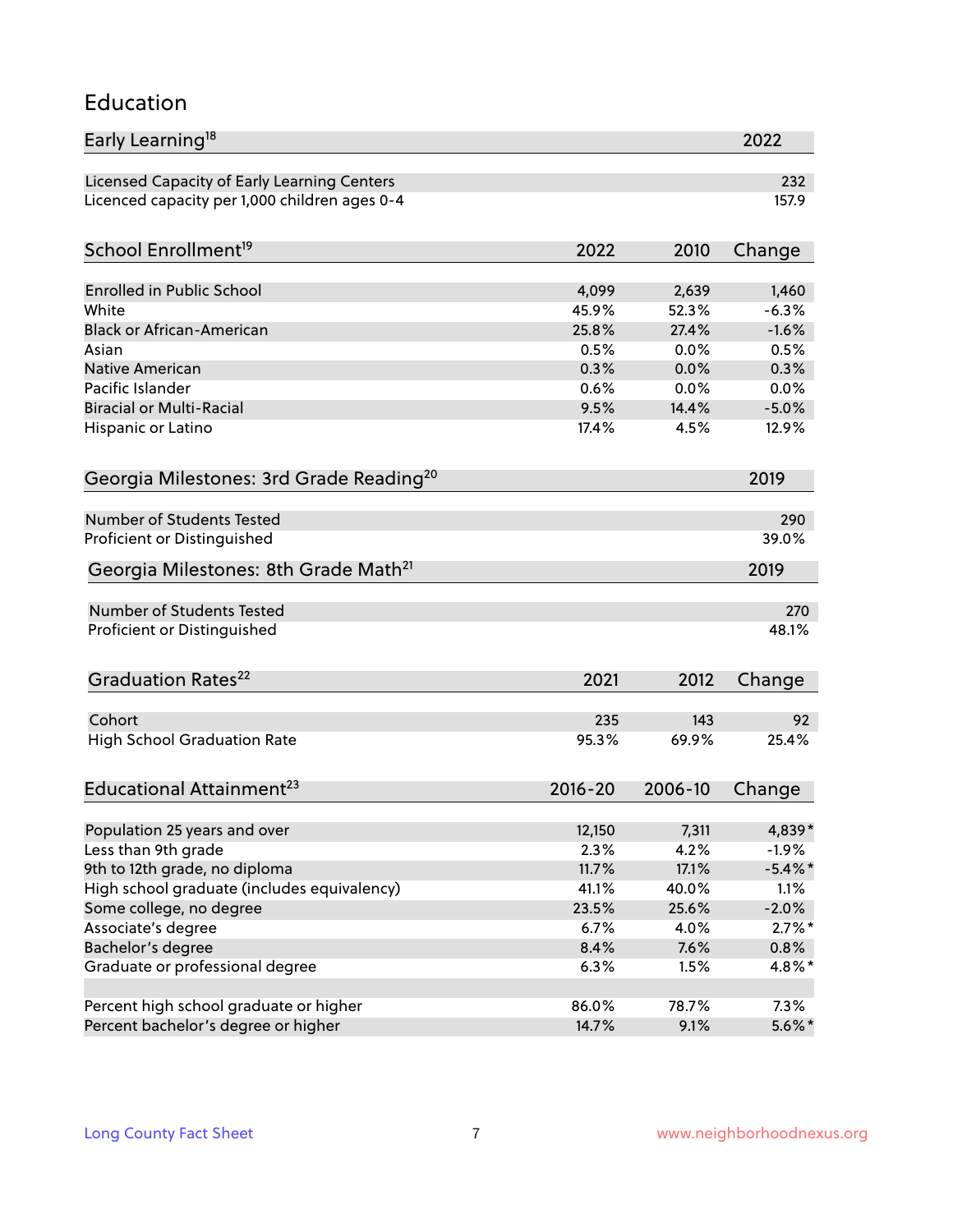## Education

| Early Learning[18] | 2022 |
|---|---|
| Licensed Capacity of Early Learning Centers | 232 |
| Licenced capacity per 1,000 children ages 0-4 | 157.9 |

| School Enrollment[19] | 2022 | 2010 | Change |
|---|---|---|---|
| Enrolled in Public School | 4,099 | 2,639 | 1,460 |
| White | 45.9% | 52.3% | -6.3% |
| Black or African-American | 25.8% | 27.4% | -1.6% |
| Asian | 0.5% | 0.0% | 0.5% |
| Native American | 0.3% | 0.0% | 0.3% |
| Pacific Islander | 0.6% | 0.0% | 0.0% |
| Biracial or Multi-Racial | 9.5% | 14.4% | -5.0% |
| Hispanic or Latino | 17.4% | 4.5% | 12.9% |

| Georgia Milestones: 3rd Grade Reading[20] | 2019 |
|---|---|
| Number of Students Tested | 290 |
| Proficient or Distinguished | 39.0% |

| Georgia Milestones: 8th Grade Math[21] | 2019 |
|---|---|
| Number of Students Tested | 270 |
| Proficient or Distinguished | 48.1% |

| Graduation Rates[22] | 2021 | 2012 | Change |
|---|---|---|---|
| Cohort | 235 | 143 | 92 |
| High School Graduation Rate | 95.3% | 69.9% | 25.4% |

| Educational Attainment[23] | 2016-20 | 2006-10 | Change |
|---|---|---|---|
| Population 25 years and over | 12,150 | 7,311 | 4,839* |
| Less than 9th grade | 2.3% | 4.2% | -1.9% |
| 9th to 12th grade, no diploma | 11.7% | 17.1% | -5.4%* |
| High school graduate (includes equivalency) | 41.1% | 40.0% | 1.1% |
| Some college, no degree | 23.5% | 25.6% | -2.0% |
| Associate's degree | 6.7% | 4.0% | 2.7%* |
| Bachelor's degree | 8.4% | 7.6% | 0.8% |
| Graduate or professional degree | 6.3% | 1.5% | 4.8%* |
| | | | |
| Percent high school graduate or higher | 86.0% | 78.7% | 7.3% |
| Percent bachelor's degree or higher | 14.7% | 9.1% | 5.6%* |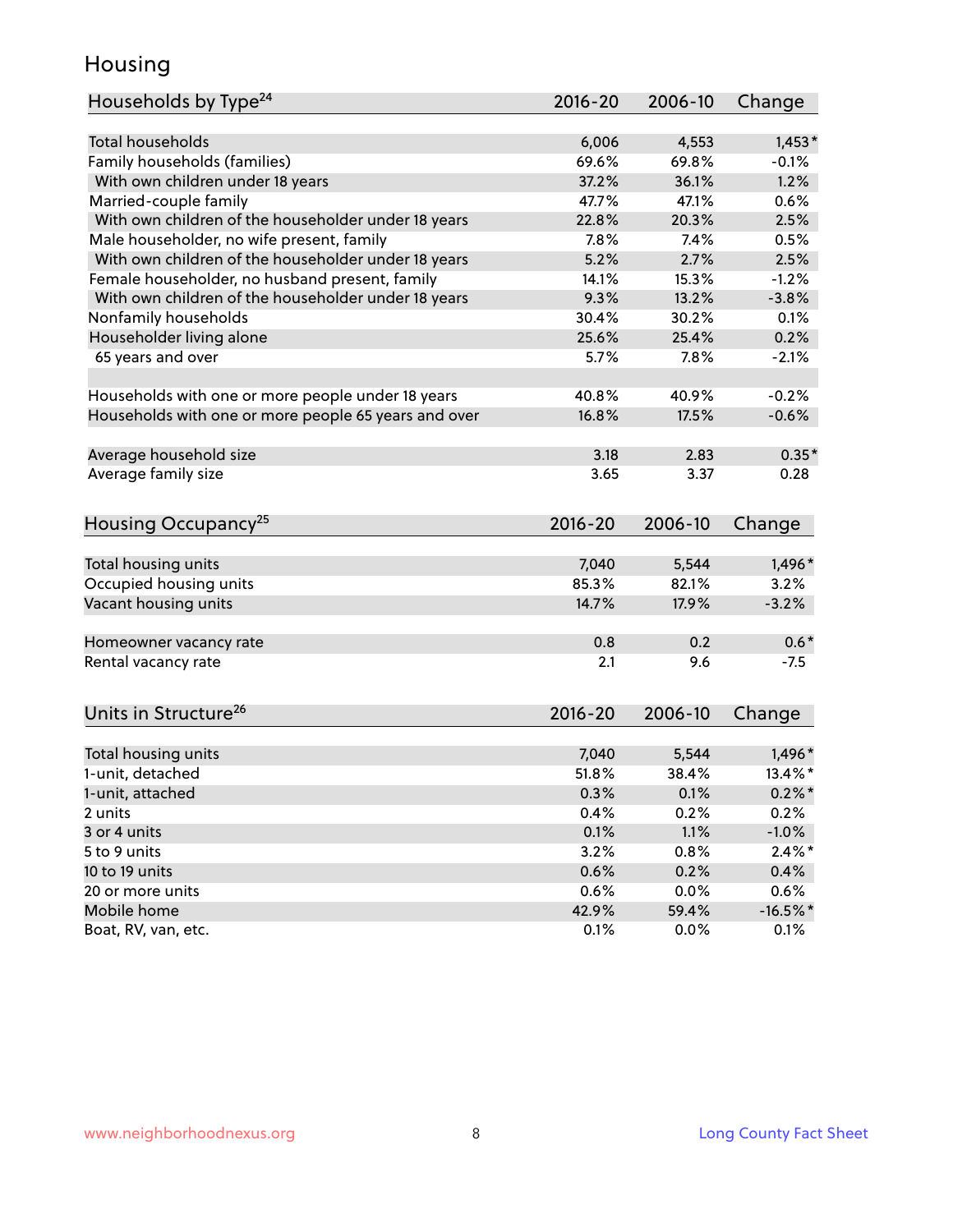## Housing

| Households by Type[24] | 2016-20 | 2006-10 | Change |
|---|---|---|---|
| Total households | 6,006 | 4,553 | 1,453* |
| Family households (families) | 69.6% | 69.8% | -0.1% |
| With own children under 18 years | 37.2% | 36.1% | 1.2% |
| Married-couple family | 47.7% | 47.1% | 0.6% |
| With own children of the householder under 18 years | 22.8% | 20.3% | 2.5% |
| Male householder, no wife present, family | 7.8% | 7.4% | 0.5% |
| With own children of the householder under 18 years | 5.2% | 2.7% | 2.5% |
| Female householder, no husband present, family | 14.1% | 15.3% | -1.2% |
| With own children of the householder under 18 years | 9.3% | 13.2% | -3.8% |
| Nonfamily households | 30.4% | 30.2% | 0.1% |
| Householder living alone | 25.6% | 25.4% | 0.2% |
| 65 years and over | 5.7% | 7.8% | -2.1% |
| Households with one or more people under 18 years | 40.8% | 40.9% | -0.2% |
| Households with one or more people 65 years and over | 16.8% | 17.5% | -0.6% |
| Average household size | 3.18 | 2.83 | 0.35* |
| Average family size | 3.65 | 3.37 | 0.28 |

| Housing Occupancy[25] | 2016-20 | 2006-10 | Change |
|---|---|---|---|
| Total housing units | 7,040 | 5,544 | 1,496* |
| Occupied housing units | 85.3% | 82.1% | 3.2% |
| Vacant housing units | 14.7% | 17.9% | -3.2% |
| Homeowner vacancy rate | 0.8 | 0.2 | 0.6* |
| Rental vacancy rate | 2.1 | 9.6 | -7.5 |

| Units in Structure[26] | 2016-20 | 2006-10 | Change |
|---|---|---|---|
| Total housing units | 7,040 | 5,544 | 1,496* |
| 1-unit, detached | 51.8% | 38.4% | 13.4%* |
| 1-unit, attached | 0.3% | 0.1% | 0.2%* |
| 2 units | 0.4% | 0.2% | 0.2% |
| 3 or 4 units | 0.1% | 1.1% | -1.0% |
| 5 to 9 units | 3.2% | 0.8% | 2.4%* |
| 10 to 19 units | 0.6% | 0.2% | 0.4% |
| 20 or more units | 0.6% | 0.0% | 0.6% |
| Mobile home | 42.9% | 59.4% | -16.5%* |
| Boat, RV, van, etc. | 0.1% | 0.0% | 0.1% |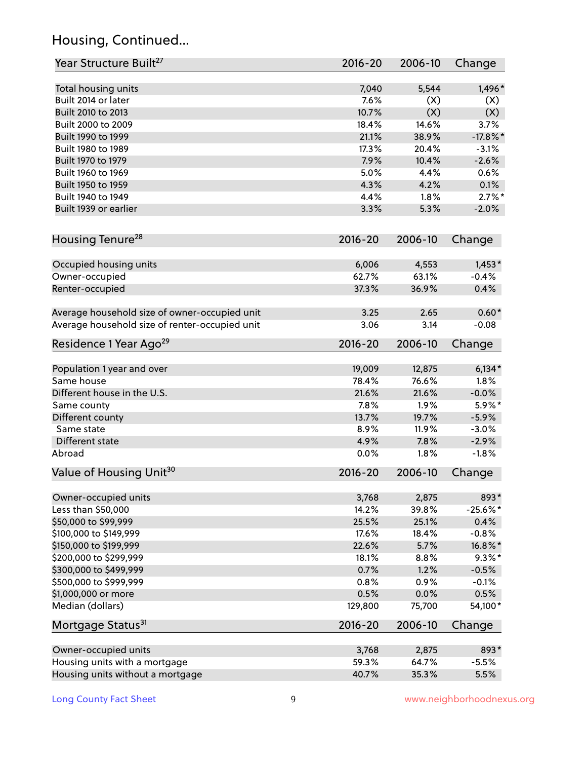## Housing, Continued...

| Year Structure Built[27] | 2016-20 | 2006-10 | Change |
|---|---|---|---|
| Total housing units | 7,040 | 5,544 | 1,496* |
| Built 2014 or later | 7.6% | (X) | (X) |
| Built 2010 to 2013 | 10.7% | (X) | (X) |
| Built 2000 to 2009 | 18.4% | 14.6% | 3.7% |
| Built 1990 to 1999 | 21.1% | 38.9% | -17.8%* |
| Built 1980 to 1989 | 17.3% | 20.4% | -3.1% |
| Built 1970 to 1979 | 7.9% | 10.4% | -2.6% |
| Built 1960 to 1969 | 5.0% | 4.4% | 0.6% |
| Built 1950 to 1959 | 4.3% | 4.2% | 0.1% |
| Built 1940 to 1949 | 4.4% | 1.8% | 2.7%* |
| Built 1939 or earlier | 3.3% | 5.3% | -2.0% |

| Housing Tenure[28] | 2016-20 | 2006-10 | Change |
|---|---|---|---|
| Occupied housing units | 6,006 | 4,553 | 1,453* |
| Owner-occupied | 62.7% | 63.1% | -0.4% |
| Renter-occupied | 37.3% | 36.9% | 0.4% |
| Average household size of owner-occupied unit | 3.25 | 2.65 | 0.60* |
| Average household size of renter-occupied unit | 3.06 | 3.14 | -0.08 |

| Residence 1 Year Ago[29] | 2016-20 | 2006-10 | Change |
|---|---|---|---|
| Population 1 year and over | 19,009 | 12,875 | 6,134* |
| Same house | 78.4% | 76.6% | 1.8% |
| Different house in the U.S. | 21.6% | 21.6% | -0.0% |
| Same county | 7.8% | 1.9% | 5.9%* |
| Different county | 13.7% | 19.7% | -5.9% |
| Same state | 8.9% | 11.9% | -3.0% |
| Different state | 4.9% | 7.8% | -2.9% |
| Abroad | 0.0% | 1.8% | -1.8% |

| Value of Housing Unit[30] | 2016-20 | 2006-10 | Change |
|---|---|---|---|
| Owner-occupied units | 3,768 | 2,875 | 893* |
| Less than $50,000 | 14.2% | 39.8% | -25.6%* |
| $50,000 to $99,999 | 25.5% | 25.1% | 0.4% |
| $100,000 to $149,999 | 17.6% | 18.4% | -0.8% |
| $150,000 to $199,999 | 22.6% | 5.7% | 16.8%* |
| $200,000 to $299,999 | 18.1% | 8.8% | 9.3%* |
| $300,000 to $499,999 | 0.7% | 1.2% | -0.5% |
| $500,000 to $999,999 | 0.8% | 0.9% | -0.1% |
| $1,000,000 or more | 0.5% | 0.0% | 0.5% |
| Median (dollars) | 129,800 | 75,700 | 54,100* |

| Mortgage Status[31] | 2016-20 | 2006-10 | Change |
|---|---|---|---|
| Owner-occupied units | 3,768 | 2,875 | 893* |
| Housing units with a mortgage | 59.3% | 64.7% | -5.5% |
| Housing units without a mortgage | 40.7% | 35.3% | 5.5% |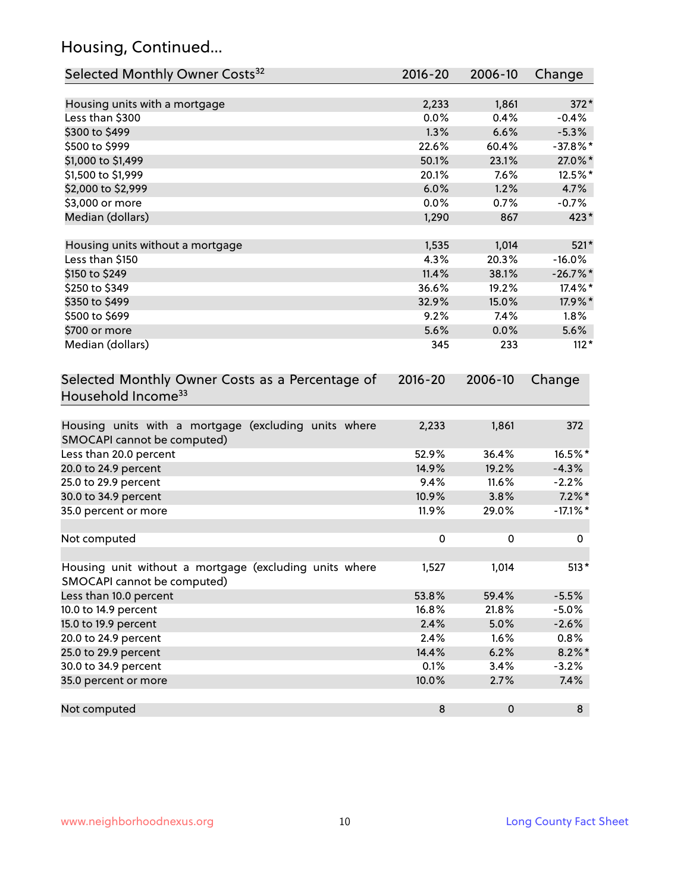## Housing, Continued...

| Selected Monthly Owner Costs[32] | 2016-20 | 2006-10 | Change |
|---|---|---|---|
| Housing units with a mortgage | 2,233 | 1,861 | 372* |
| Less than $300 | 0.0% | 0.4% | -0.4% |
| $300 to $499 | 1.3% | 6.6% | -5.3% |
| $500 to $999 | 22.6% | 60.4% | -37.8%* |
| $1,000 to $1,499 | 50.1% | 23.1% | 27.0%* |
| $1,500 to $1,999 | 20.1% | 7.6% | 12.5%* |
| $2,000 to $2,999 | 6.0% | 1.2% | 4.7% |
| $3,000 or more | 0.0% | 0.7% | -0.7% |
| Median (dollars) | 1,290 | 867 | 423* |
| | | | |
| Housing units without a mortgage | 1,535 | 1,014 | 521* |
| Less than $150 | 4.3% | 20.3% | -16.0% |
| $150 to $249 | 11.4% | 38.1% | -26.7%* |
| $250 to $349 | 36.6% | 19.2% | 17.4%* |
| $350 to $499 | 32.9% | 15.0% | 17.9%* |
| $500 to $699 | 9.2% | 7.4% | 1.8% |
| $700 or more | 5.6% | 0.0% | 5.6% |
| Median (dollars) | 345 | 233 | 112* |

| Selected Monthly Owner Costs as a Percentage of Household Income[33] | 2016-20 | 2006-10 | Change |
|---|---|---|---|
| Housing units with a mortgage (excluding units where SMOCAPI cannot be computed) | 2,233 | 1,861 | 372 |
| Less than 20.0 percent | 52.9% | 36.4% | 16.5%* |
| 20.0 to 24.9 percent | 14.9% | 19.2% | -4.3% |
| 25.0 to 29.9 percent | 9.4% | 11.6% | -2.2% |
| 30.0 to 34.9 percent | 10.9% | 3.8% | 7.2%* |
| 35.0 percent or more | 11.9% | 29.0% | -17.1%* |
| | | | |
| Not computed | 0 | 0 | 0 |
| | | | |
| Housing unit without a mortgage (excluding units where SMOCAPI cannot be computed) | 1,527 | 1,014 | 513* |
| Less than 10.0 percent | 53.8% | 59.4% | -5.5% |
| 10.0 to 14.9 percent | 16.8% | 21.8% | -5.0% |
| 15.0 to 19.9 percent | 2.4% | 5.0% | -2.6% |
| 20.0 to 24.9 percent | 2.4% | 1.6% | 0.8% |
| 25.0 to 29.9 percent | 14.4% | 6.2% | 8.2%* |
| 30.0 to 34.9 percent | 0.1% | 3.4% | -3.2% |
| 35.0 percent or more | 10.0% | 2.7% | 7.4% |
| | | | |
| Not computed | 8 | 0 | 8 |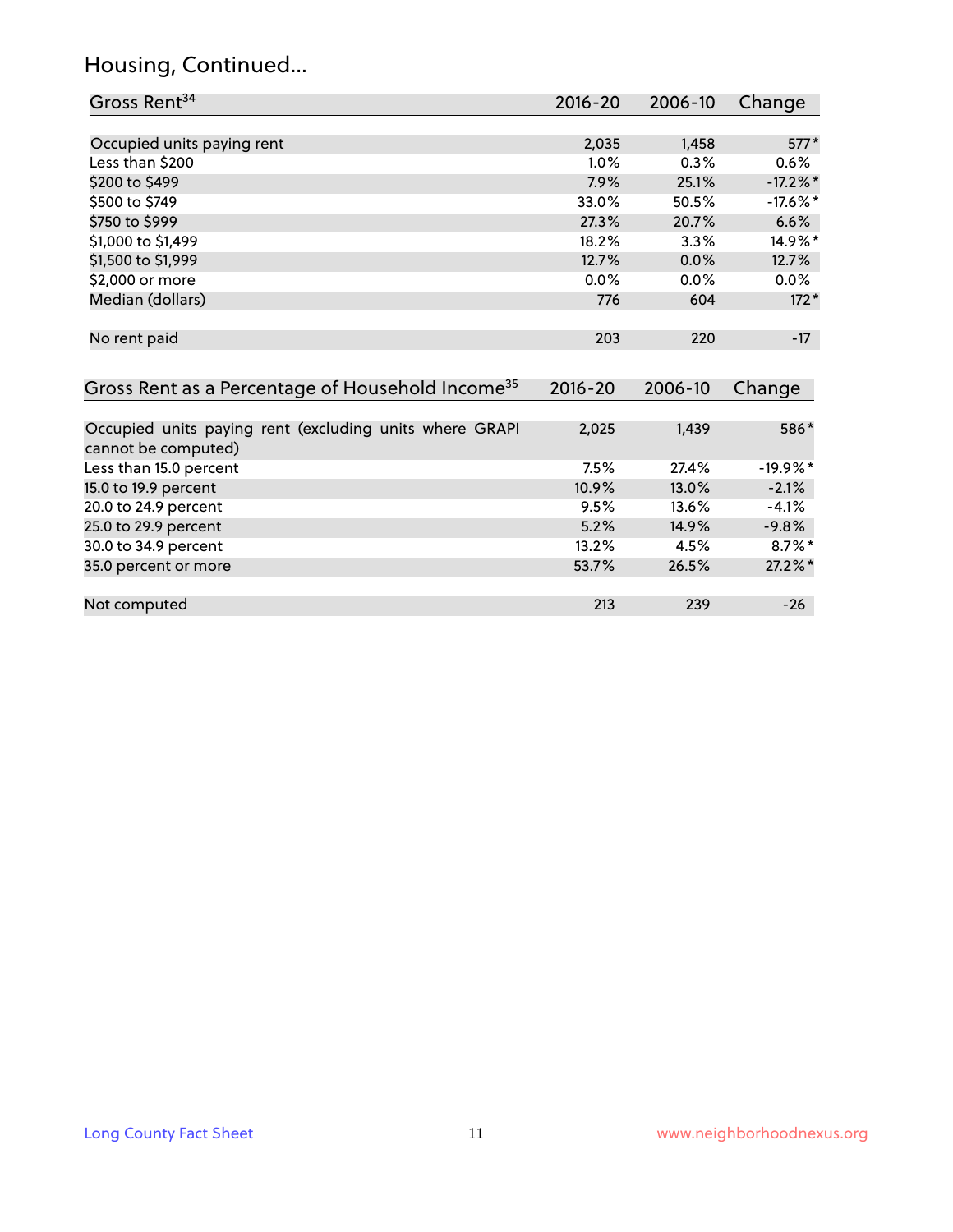# Housing, Continued...

| Gross Rent[34] | 2016-20 | 2006-10 | Change |
|---|---|---|---|
| Occupied units paying rent | 2,035 | 1,458 | 577* |
| Less than $200 | 1.0% | 0.3% | 0.6% |
| $200 to $499 | 7.9% | 25.1% | -17.2%* |
| $500 to $749 | 33.0% | 50.5% | -17.6%* |
| $750 to $999 | 27.3% | 20.7% | 6.6% |
| $1,000 to $1,499 | 18.2% | 3.3% | 14.9%* |
| $1,500 to $1,999 | 12.7% | 0.0% | 12.7% |
| $2,000 or more | 0.0% | 0.0% | 0.0% |
| Median (dollars) | 776 | 604 | 172* |
| No rent paid | 203 | 220 | -17 |

| Gross Rent as a Percentage of Household Income[35] | 2016-20 | 2006-10 | Change |
|---|---|---|---|
| Occupied units paying rent (excluding units where GRAPI cannot be computed) | 2,025 | 1,439 | 586* |
| Less than 15.0 percent | 7.5% | 27.4% | -19.9%* |
| 15.0 to 19.9 percent | 10.9% | 13.0% | -2.1% |
| 20.0 to 24.9 percent | 9.5% | 13.6% | -4.1% |
| 25.0 to 29.9 percent | 5.2% | 14.9% | -9.8% |
| 30.0 to 34.9 percent | 13.2% | 4.5% | 8.7%* |
| 35.0 percent or more | 53.7% | 26.5% | 27.2%* |
| Not computed | 213 | 239 | -26 |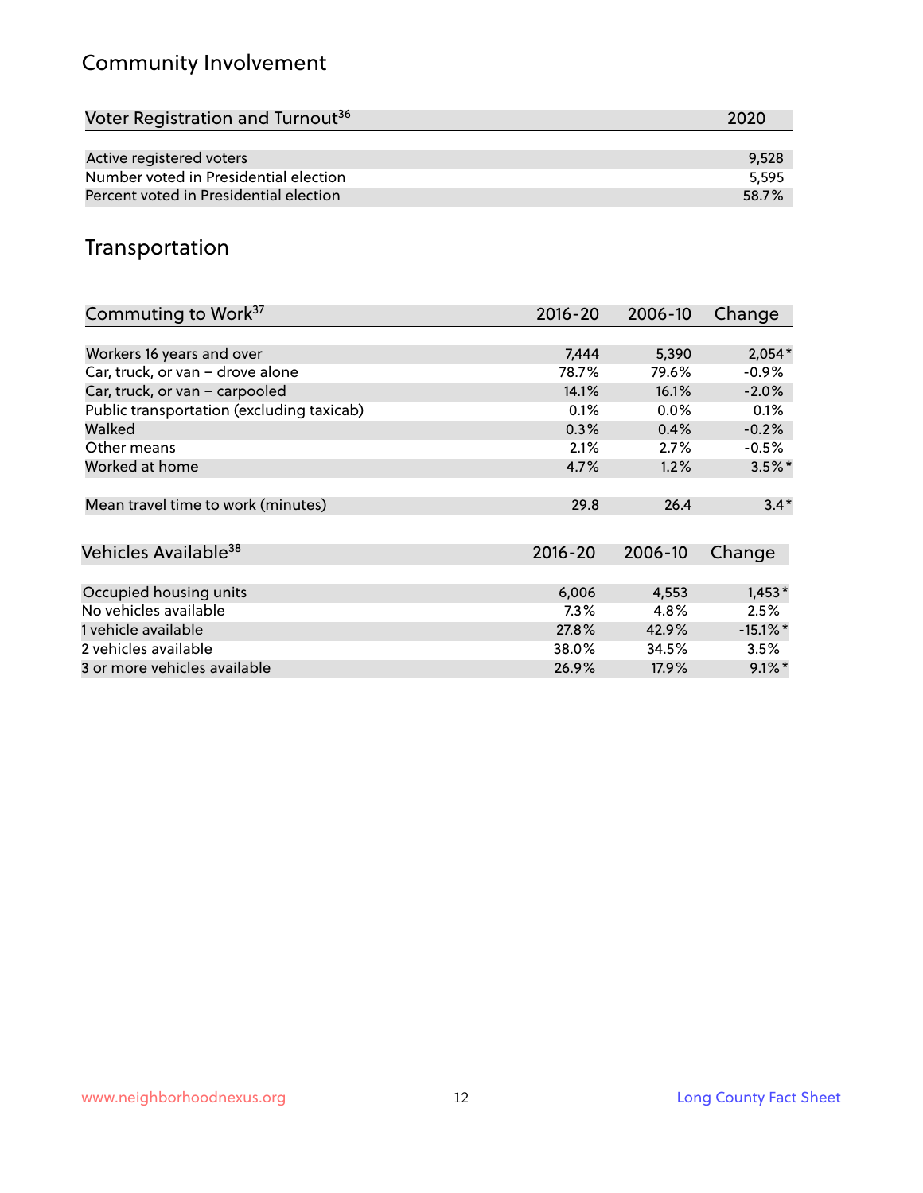## Community Involvement

| Voter Registration and Turnout[36] | 2020 |
|---|---|
| Active registered voters | 9,528 |
| Number voted in Presidential election | 5,595 |
| Percent voted in Presidential election | 58.7% |

## Transportation

| Commuting to Work[37] | 2016-20 | 2006-10 | Change |
|---|---|---|---|
| Workers 16 years and over | 7,444 | 5,390 | 2,054* |
| Car, truck, or van – drove alone | 78.7% | 79.6% | -0.9% |
| Car, truck, or van – carpooled | 14.1% | 16.1% | -2.0% |
| Public transportation (excluding taxicab) | 0.1% | 0.0% | 0.1% |
| Walked | 0.3% | 0.4% | -0.2% |
| Other means | 2.1% | 2.7% | -0.5% |
| Worked at home | 4.7% | 1.2% | 3.5%* |
| Mean travel time to work (minutes) | 29.8 | 26.4 | 3.4* |

| Vehicles Available[38] | 2016-20 | 2006-10 | Change |
|---|---|---|---|
| Occupied housing units | 6,006 | 4,553 | 1,453* |
| No vehicles available | 7.3% | 4.8% | 2.5% |
| 1 vehicle available | 27.8% | 42.9% | -15.1%* |
| 2 vehicles available | 38.0% | 34.5% | 3.5% |
| 3 or more vehicles available | 26.9% | 17.9% | 9.1%* |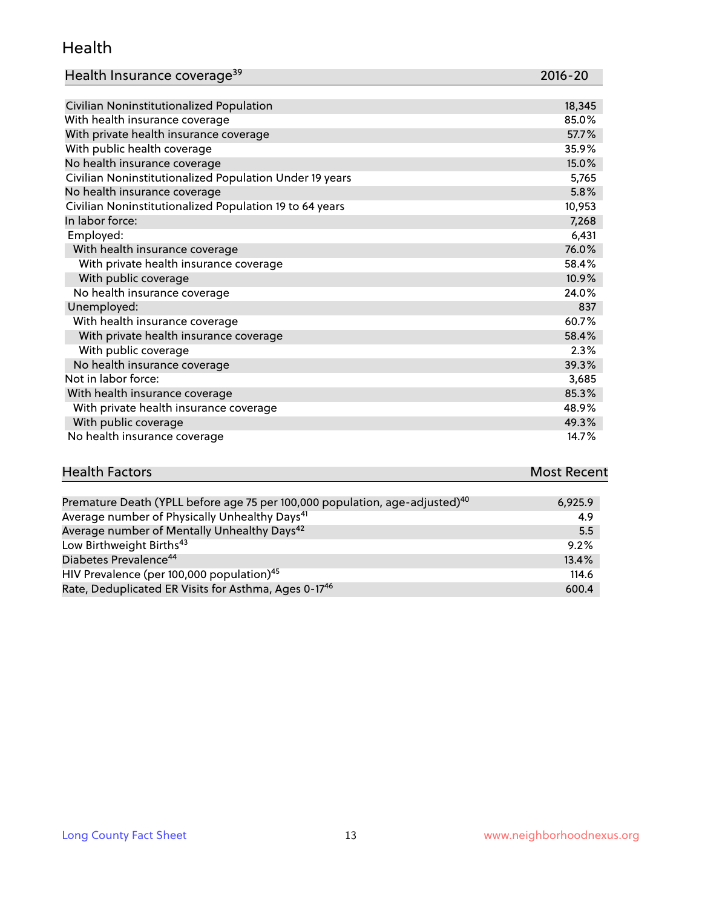## Health

| Health Insurance coverage[39] | 2016-20 |
|---|---|
| Civilian Noninstitutionalized Population | 18,345 |
| With health insurance coverage | 85.0% |
| With private health insurance coverage | 57.7% |
| With public health coverage | 35.9% |
| No health insurance coverage | 15.0% |
| Civilian Noninstitutionalized Population Under 19 years | 5,765 |
| No health insurance coverage | 5.8% |
| Civilian Noninstitutionalized Population 19 to 64 years | 10,953 |
| In labor force: | 7,268 |
| Employed: | 6,431 |
| With health insurance coverage | 76.0% |
| With private health insurance coverage | 58.4% |
| With public coverage | 10.9% |
| No health insurance coverage | 24.0% |
| Unemployed: | 837 |
| With health insurance coverage | 60.7% |
| With private health insurance coverage | 58.4% |
| With public coverage | 2.3% |
| No health insurance coverage | 39.3% |
| Not in labor force: | 3,685 |
| With health insurance coverage | 85.3% |
| With private health insurance coverage | 48.9% |
| With public coverage | 49.3% |
| No health insurance coverage | 14.7% |

| Health Factors | Most Recent |
|---|---|
| Premature Death (YPLL before age 75 per 100,000 population, age-adjusted)[40] | 6,925.9 |
| Average number of Physically Unhealthy Days[41] | 4.9 |
| Average number of Mentally Unhealthy Days[42] | 5.5 |
| Low Birthweight Births[43] | 9.2% |
| Diabetes Prevalence[44] | 13.4% |
| HIV Prevalence (per 100,000 population)[45] | 114.6 |
| Rate, Deduplicated ER Visits for Asthma, Ages 0-17[46] | 600.4 |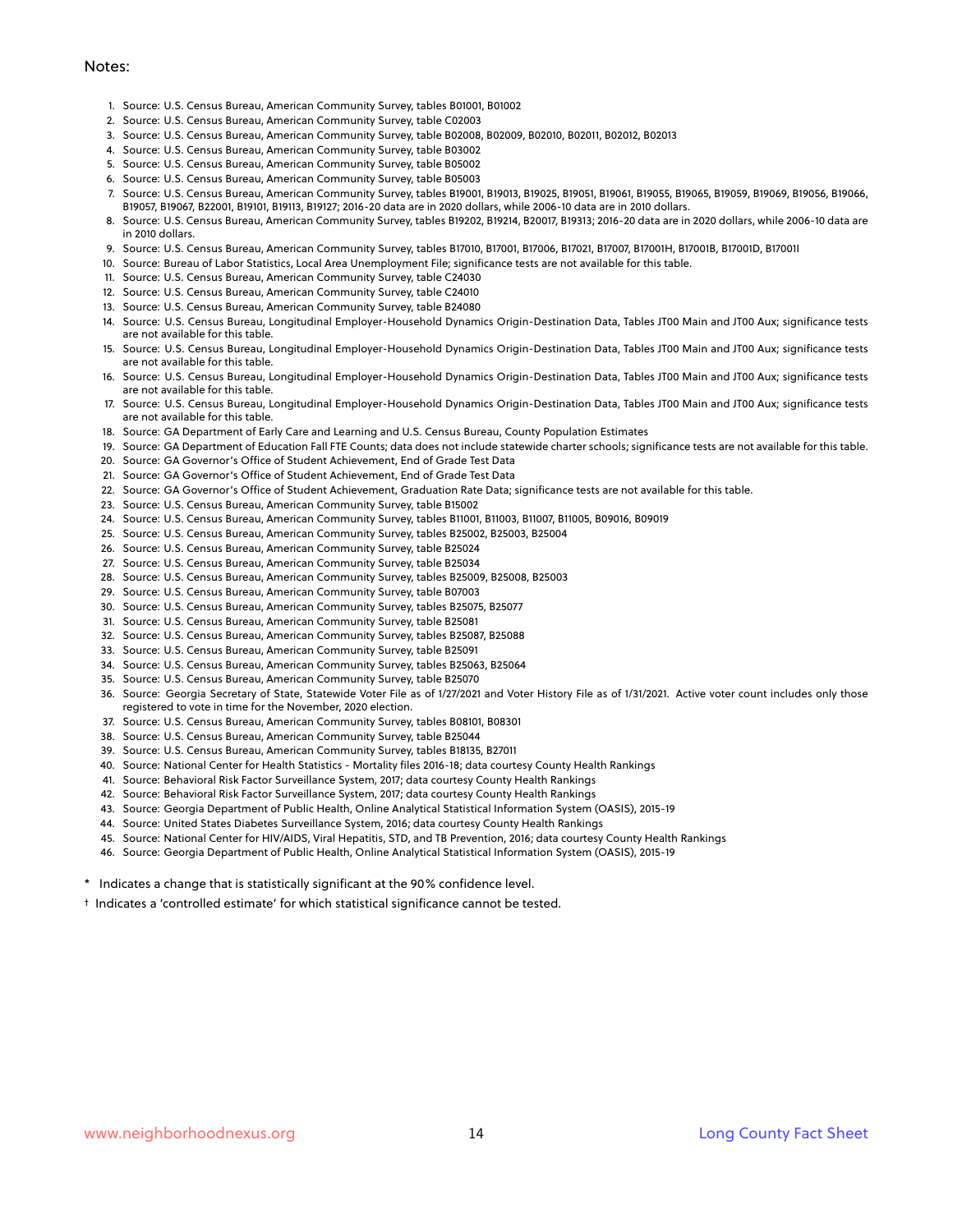Notes:

1. Source: U.S. Census Bureau, American Community Survey, tables B01001, B01002
2. Source: U.S. Census Bureau, American Community Survey, table C02003
3. Source: U.S. Census Bureau, American Community Survey, table B02008, B02009, B02010, B02011, B02012, B02013
4. Source: U.S. Census Bureau, American Community Survey, table B03002
5. Source: U.S. Census Bureau, American Community Survey, table B05002
6. Source: U.S. Census Bureau, American Community Survey, table B05003
7. Source: U.S. Census Bureau, American Community Survey, tables B19001, B19013, B19025, B19051, B19061, B19055, B19065, B19059, B19069, B19056, B19066, B19057, B19067, B22001, B19101, B19113, B19127; 2016-20 data are in 2020 dollars, while 2006-10 data are in 2010 dollars.
8. Source: U.S. Census Bureau, American Community Survey, tables B19202, B19214, B20017, B19313; 2016-20 data are in 2020 dollars, while 2006-10 data are in 2010 dollars.
9. Source: U.S. Census Bureau, American Community Survey, tables B17010, B17001, B17006, B17021, B17007, B17001H, B17001B, B17001D, B17001I
10. Source: Bureau of Labor Statistics, Local Area Unemployment File; significance tests are not available for this table.
11. Source: U.S. Census Bureau, American Community Survey, table C24030
12. Source: U.S. Census Bureau, American Community Survey, table C24010
13. Source: U.S. Census Bureau, American Community Survey, table B24080
14. Source: U.S. Census Bureau, Longitudinal Employer-Household Dynamics Origin-Destination Data, Tables JT00 Main and JT00 Aux; significance tests are not available for this table.
15. Source: U.S. Census Bureau, Longitudinal Employer-Household Dynamics Origin-Destination Data, Tables JT00 Main and JT00 Aux; significance tests are not available for this table.
16. Source: U.S. Census Bureau, Longitudinal Employer-Household Dynamics Origin-Destination Data, Tables JT00 Main and JT00 Aux; significance tests are not available for this table.
17. Source: U.S. Census Bureau, Longitudinal Employer-Household Dynamics Origin-Destination Data, Tables JT00 Main and JT00 Aux; significance tests are not available for this table.
18. Source: GA Department of Early Care and Learning and U.S. Census Bureau, County Population Estimates
19. Source: GA Department of Education Fall FTE Counts; data does not include statewide charter schools; significance tests are not available for this table.
20. Source: GA Governor's Office of Student Achievement, End of Grade Test Data
21. Source: GA Governor's Office of Student Achievement, End of Grade Test Data
22. Source: GA Governor's Office of Student Achievement, Graduation Rate Data; significance tests are not available for this table.
23. Source: U.S. Census Bureau, American Community Survey, table B15002
24. Source: U.S. Census Bureau, American Community Survey, tables B11001, B11003, B11007, B11005, B09016, B09019
25. Source: U.S. Census Bureau, American Community Survey, tables B25002, B25003, B25004
26. Source: U.S. Census Bureau, American Community Survey, table B25024
27. Source: U.S. Census Bureau, American Community Survey, table B25034
28. Source: U.S. Census Bureau, American Community Survey, tables B25009, B25008, B25003
29. Source: U.S. Census Bureau, American Community Survey, table B07003
30. Source: U.S. Census Bureau, American Community Survey, tables B25075, B25077
31. Source: U.S. Census Bureau, American Community Survey, table B25081
32. Source: U.S. Census Bureau, American Community Survey, tables B25087, B25088
33. Source: U.S. Census Bureau, American Community Survey, table B25091
34. Source: U.S. Census Bureau, American Community Survey, tables B25063, B25064
35. Source: U.S. Census Bureau, American Community Survey, table B25070
36. Source: Georgia Secretary of State, Statewide Voter File as of 1/27/2021 and Voter History File as of 1/31/2021. Active voter count includes only those registered to vote in time for the November, 2020 election.
37. Source: U.S. Census Bureau, American Community Survey, tables B08101, B08301
38. Source: U.S. Census Bureau, American Community Survey, table B25044
39. Source: U.S. Census Bureau, American Community Survey, tables B18135, B27011
40. Source: National Center for Health Statistics - Mortality files 2016-18; data courtesy County Health Rankings
41. Source: Behavioral Risk Factor Surveillance System, 2017; data courtesy County Health Rankings
42. Source: Behavioral Risk Factor Surveillance System, 2017; data courtesy County Health Rankings
43. Source: Georgia Department of Public Health, Online Analytical Statistical Information System (OASIS), 2015-19
44. Source: United States Diabetes Surveillance System, 2016; data courtesy County Health Rankings
45. Source: National Center for HIV/AIDS, Viral Hepatitis, STD, and TB Prevention, 2016; data courtesy County Health Rankings
46. Source: Georgia Department of Public Health, Online Analytical Statistical Information System (OASIS), 2015-19

\* Indicates a change that is statistically significant at the 90% confidence level.

† Indicates a 'controlled estimate' for which statistical significance cannot be tested.